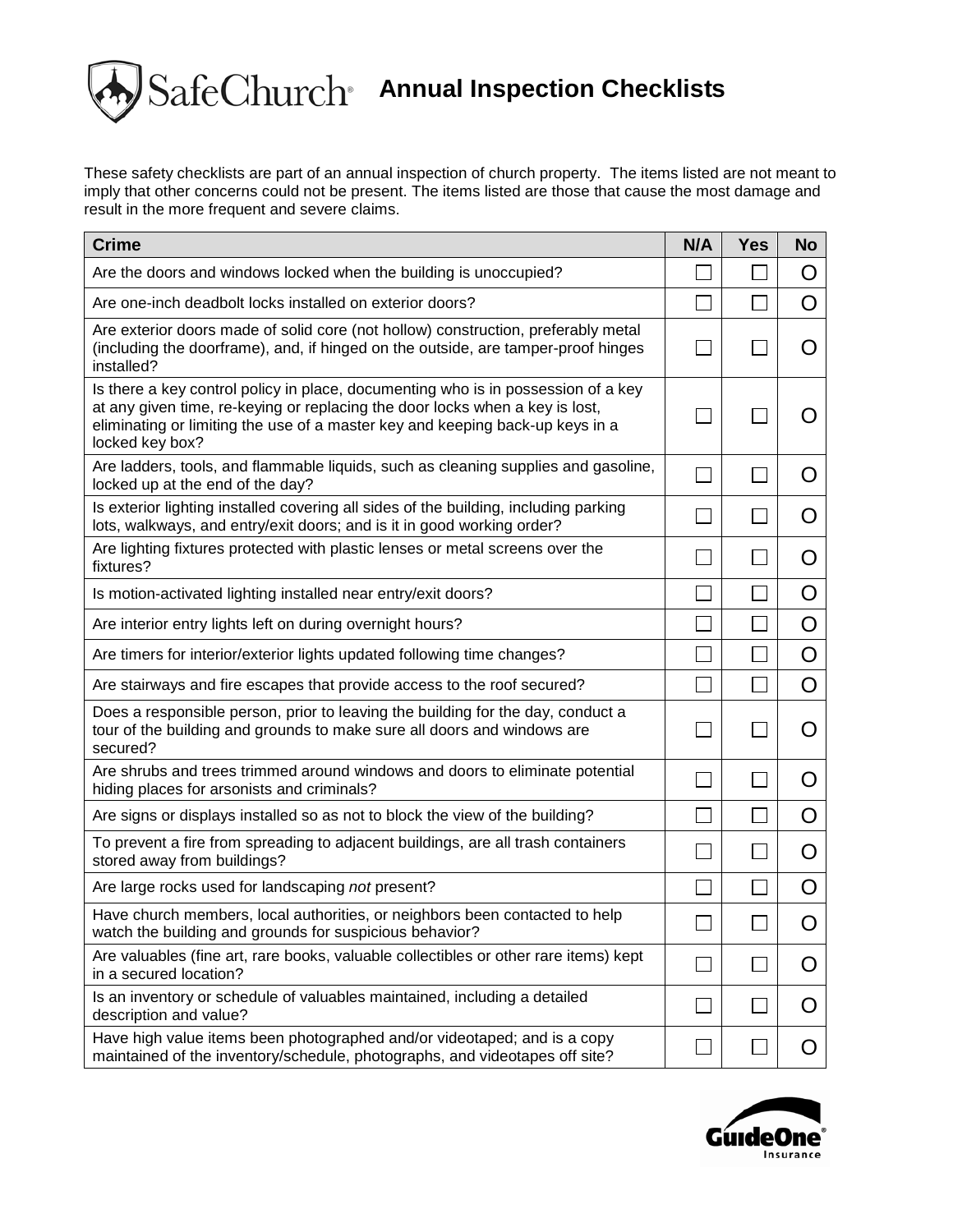# SafeChurch Annual Inspection Checklists

These safety checklists are part of an annual inspection of church property. The items listed are not meant to imply that other concerns could not be present. The items listed are those that cause the most damage and result in the more frequent and severe claims.

| Crime | N/A | Yes | No |
|---|---|---|---|
| Are the doors and windows locked when the building is unoccupied? | ☐ | ☐ | O |
| Are one-inch deadbolt locks installed on exterior doors? | ☐ | ☐ | O |
| Are exterior doors made of solid core (not hollow) construction, preferably metal (including the doorframe), and, if hinged on the outside, are tamper-proof hinges installed? | ☐ | ☐ | O |
| Is there a key control policy in place, documenting who is in possession of a key at any given time, re-keying or replacing the door locks when a key is lost, eliminating or limiting the use of a master key and keeping back-up keys in a locked key box? | ☐ | ☐ | O |
| Are ladders, tools, and flammable liquids, such as cleaning supplies and gasoline, locked up at the end of the day? | ☐ | ☐ | O |
| Is exterior lighting installed covering all sides of the building, including parking lots, walkways, and entry/exit doors; and is it in good working order? | ☐ | ☐ | O |
| Are lighting fixtures protected with plastic lenses or metal screens over the fixtures? | ☐ | ☐ | O |
| Is motion-activated lighting installed near entry/exit doors? | ☐ | ☐ | O |
| Are interior entry lights left on during overnight hours? | ☐ | ☐ | O |
| Are timers for interior/exterior lights updated following time changes? | ☐ | ☐ | O |
| Are stairways and fire escapes that provide access to the roof secured? | ☐ | ☐ | O |
| Does a responsible person, prior to leaving the building for the day, conduct a tour of the building and grounds to make sure all doors and windows are secured? | ☐ | ☐ | O |
| Are shrubs and trees trimmed around windows and doors to eliminate potential hiding places for arsonists and criminals? | ☐ | ☐ | O |
| Are signs or displays installed so as not to block the view of the building? | ☐ | ☐ | O |
| To prevent a fire from spreading to adjacent buildings, are all trash containers stored away from buildings? | ☐ | ☐ | O |
| Are large rocks used for landscaping *not* present? | ☐ | ☐ | O |
| Have church members, local authorities, or neighbors been contacted to help watch the building and grounds for suspicious behavior? | ☐ | ☐ | O |
| Are valuables (fine art, rare books, valuable collectibles or other rare items) kept in a secured location? | ☐ | ☐ | O |
| Is an inventory or schedule of valuables maintained, including a detailed description and value? | ☐ | ☐ | O |
| Have high value items been photographed and/or videotaped; and is a copy maintained of the inventory/schedule, photographs, and videotapes off site? | ☐ | ☐ | O |

GuideOne Insurance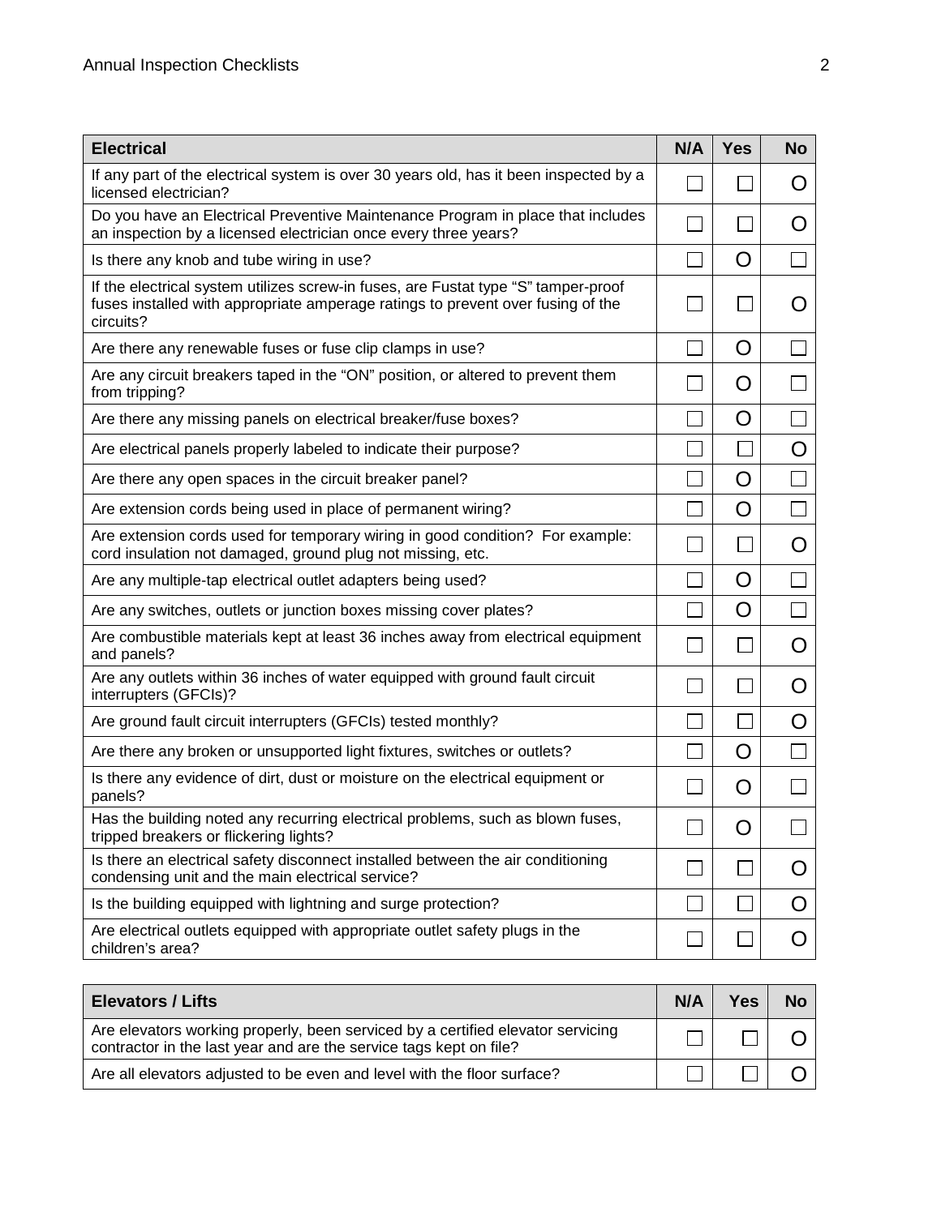| Electrical | N/A | Yes | No |
|---|---|---|---|
| If any part of the electrical system is over 30 years old, has it been inspected by a licensed electrician? | ☐ | ☐ | O |
| Do you have an Electrical Preventive Maintenance Program in place that includes an inspection by a licensed electrician once every three years? | ☐ | ☐ | O |
| Is there any knob and tube wiring in use? | ☐ | O | ☐ |
| If the electrical system utilizes screw-in fuses, are Fustat type "S" tamper-proof fuses installed with appropriate amperage ratings to prevent over fusing of the circuits? | ☐ | ☐ | O |
| Are there any renewable fuses or fuse clip clamps in use? | ☐ | O | ☐ |
| Are any circuit breakers taped in the "ON" position, or altered to prevent them from tripping? | ☐ | O | ☐ |
| Are there any missing panels on electrical breaker/fuse boxes? | ☐ | O | ☐ |
| Are electrical panels properly labeled to indicate their purpose? | ☐ | ☐ | O |
| Are there any open spaces in the circuit breaker panel? | ☐ | O | ☐ |
| Are extension cords being used in place of permanent wiring? | ☐ | O | ☐ |
| Are extension cords used for temporary wiring in good condition? For example: cord insulation not damaged, ground plug not missing, etc. | ☐ | ☐ | O |
| Are any multiple-tap electrical outlet adapters being used? | ☐ | O | ☐ |
| Are any switches, outlets or junction boxes missing cover plates? | ☐ | O | ☐ |
| Are combustible materials kept at least 36 inches away from electrical equipment and panels? | ☐ | ☐ | O |
| Are any outlets within 36 inches of water equipped with ground fault circuit interrupters (GFCIs)? | ☐ | ☐ | O |
| Are ground fault circuit interrupters (GFCIs) tested monthly? | ☐ | ☐ | O |
| Are there any broken or unsupported light fixtures, switches or outlets? | ☐ | O | ☐ |
| Is there any evidence of dirt, dust or moisture on the electrical equipment or panels? | ☐ | O | ☐ |
| Has the building noted any recurring electrical problems, such as blown fuses, tripped breakers or flickering lights? | ☐ | O | ☐ |
| Is there an electrical safety disconnect installed between the air conditioning condensing unit and the main electrical service? | ☐ | ☐ | O |
| Is the building equipped with lightning and surge protection? | ☐ | ☐ | O |
| Are electrical outlets equipped with appropriate outlet safety plugs in the children's area? | ☐ | ☐ | O |

| Elevators / Lifts | N/A | Yes | No |
|---|---|---|---|
| Are elevators working properly, been serviced by a certified elevator servicing contractor in the last year and are the service tags kept on file? | ☐ | ☐ | O |
| Are all elevators adjusted to be even and level with the floor surface? | ☐ | ☐ | O |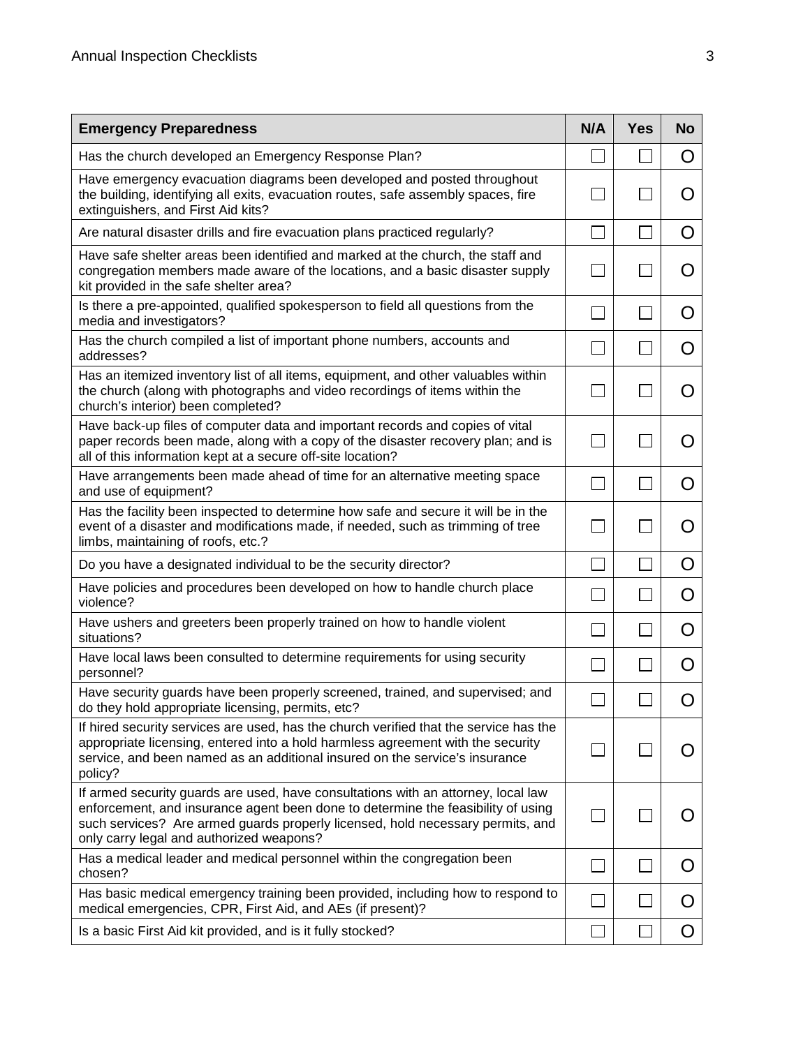| Emergency Preparedness | N/A | Yes | No |
|---|---|---|---|
| Has the church developed an Emergency Response Plan? | ☐ | ☐ | O |
| Have emergency evacuation diagrams been developed and posted throughout the building, identifying all exits, evacuation routes, safe assembly spaces, fire extinguishers, and First Aid kits? | ☐ | ☐ | O |
| Are natural disaster drills and fire evacuation plans practiced regularly? | ☐ | ☐ | O |
| Have safe shelter areas been identified and marked at the church, the staff and congregation members made aware of the locations, and a basic disaster supply kit provided in the safe shelter area? | ☐ | ☐ | O |
| Is there a pre-appointed, qualified spokesperson to field all questions from the media and investigators? | ☐ | ☐ | O |
| Has the church compiled a list of important phone numbers, accounts and addresses? | ☐ | ☐ | O |
| Has an itemized inventory list of all items, equipment, and other valuables within the church (along with photographs and video recordings of items within the church's interior) been completed? | ☐ | ☐ | O |
| Have back-up files of computer data and important records and copies of vital paper records been made, along with a copy of the disaster recovery plan; and is all of this information kept at a secure off-site location? | ☐ | ☐ | O |
| Have arrangements been made ahead of time for an alternative meeting space and use of equipment? | ☐ | ☐ | O |
| Has the facility been inspected to determine how safe and secure it will be in the event of a disaster and modifications made, if needed, such as trimming of tree limbs, maintaining of roofs, etc.? | ☐ | ☐ | O |
| Do you have a designated individual to be the security director? | ☐ | ☐ | O |
| Have policies and procedures been developed on how to handle church place violence? | ☐ | ☐ | O |
| Have ushers and greeters been properly trained on how to handle violent situations? | ☐ | ☐ | O |
| Have local laws been consulted to determine requirements for using security personnel? | ☐ | ☐ | O |
| Have security guards have been properly screened, trained, and supervised; and do they hold appropriate licensing, permits, etc? | ☐ | ☐ | O |
| If hired security services are used, has the church verified that the service has the appropriate licensing, entered into a hold harmless agreement with the security service, and been named as an additional insured on the service's insurance policy? | ☐ | ☐ | O |
| If armed security guards are used, have consultations with an attorney, local law enforcement, and insurance agent been done to determine the feasibility of using such services? Are armed guards properly licensed, hold necessary permits, and only carry legal and authorized weapons? | ☐ | ☐ | O |
| Has a medical leader and medical personnel within the congregation been chosen? | ☐ | ☐ | O |
| Has basic medical emergency training been provided, including how to respond to medical emergencies, CPR, First Aid, and AEs (if present)? | ☐ | ☐ | O |
| Is a basic First Aid kit provided, and is it fully stocked? | ☐ | ☐ | O |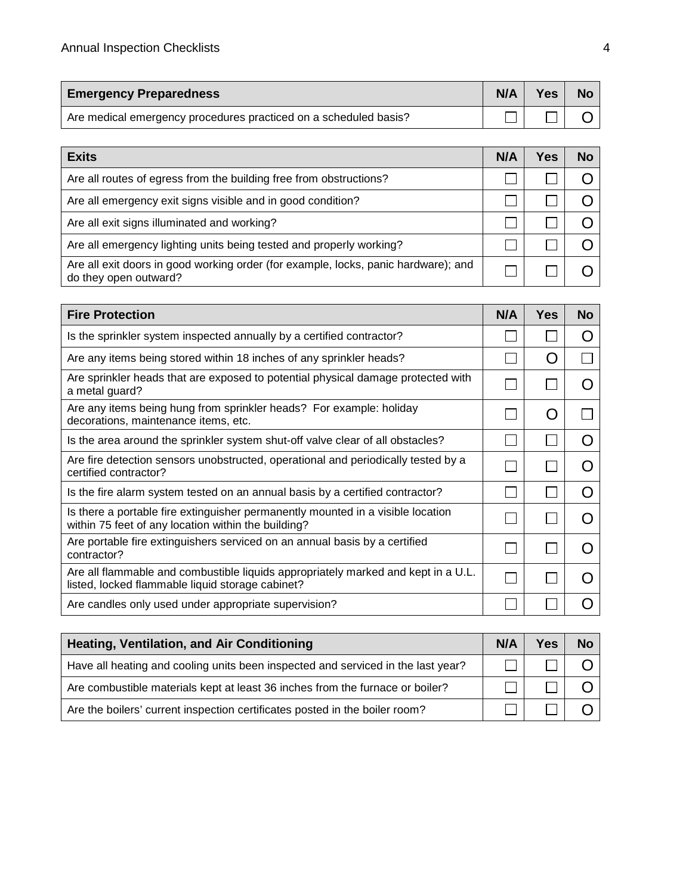| Emergency Preparedness | N/A | Yes | No |
|---|---|---|---|
| Are medical emergency procedures practiced on a scheduled basis? | ☐ | ☐ | O |

| Exits | N/A | Yes | No |
|---|---|---|---|
| Are all routes of egress from the building free from obstructions? | ☐ | ☐ | O |
| Are all emergency exit signs visible and in good condition? | ☐ | ☐ | O |
| Are all exit signs illuminated and working? | ☐ | ☐ | O |
| Are all emergency lighting units being tested and properly working? | ☐ | ☐ | O |
| Are all exit doors in good working order (for example, locks, panic hardware); and do they open outward? | ☐ | ☐ | O |

| Fire Protection | N/A | Yes | No |
|---|---|---|---|
| Is the sprinkler system inspected annually by a certified contractor? | ☐ | ☐ | O |
| Are any items being stored within 18 inches of any sprinkler heads? | ☐ | O | ☐ |
| Are sprinkler heads that are exposed to potential physical damage protected with a metal guard? | ☐ | ☐ | O |
| Are any items being hung from sprinkler heads? For example: holiday decorations, maintenance items, etc. | ☐ | O | ☐ |
| Is the area around the sprinkler system shut-off valve clear of all obstacles? | ☐ | ☐ | O |
| Are fire detection sensors unobstructed, operational and periodically tested by a certified contractor? | ☐ | ☐ | O |
| Is the fire alarm system tested on an annual basis by a certified contractor? | ☐ | ☐ | O |
| Is there a portable fire extinguisher permanently mounted in a visible location within 75 feet of any location within the building? | ☐ | ☐ | O |
| Are portable fire extinguishers serviced on an annual basis by a certified contractor? | ☐ | ☐ | O |
| Are all flammable and combustible liquids appropriately marked and kept in a U.L. listed, locked flammable liquid storage cabinet? | ☐ | ☐ | O |
| Are candles only used under appropriate supervision? | ☐ | ☐ | O |

| Heating, Ventilation, and Air Conditioning | N/A | Yes | No |
|---|---|---|---|
| Have all heating and cooling units been inspected and serviced in the last year? | ☐ | ☐ | O |
| Are combustible materials kept at least 36 inches from the furnace or boiler? | ☐ | ☐ | O |
| Are the boilers' current inspection certificates posted in the boiler room? | ☐ | ☐ | O |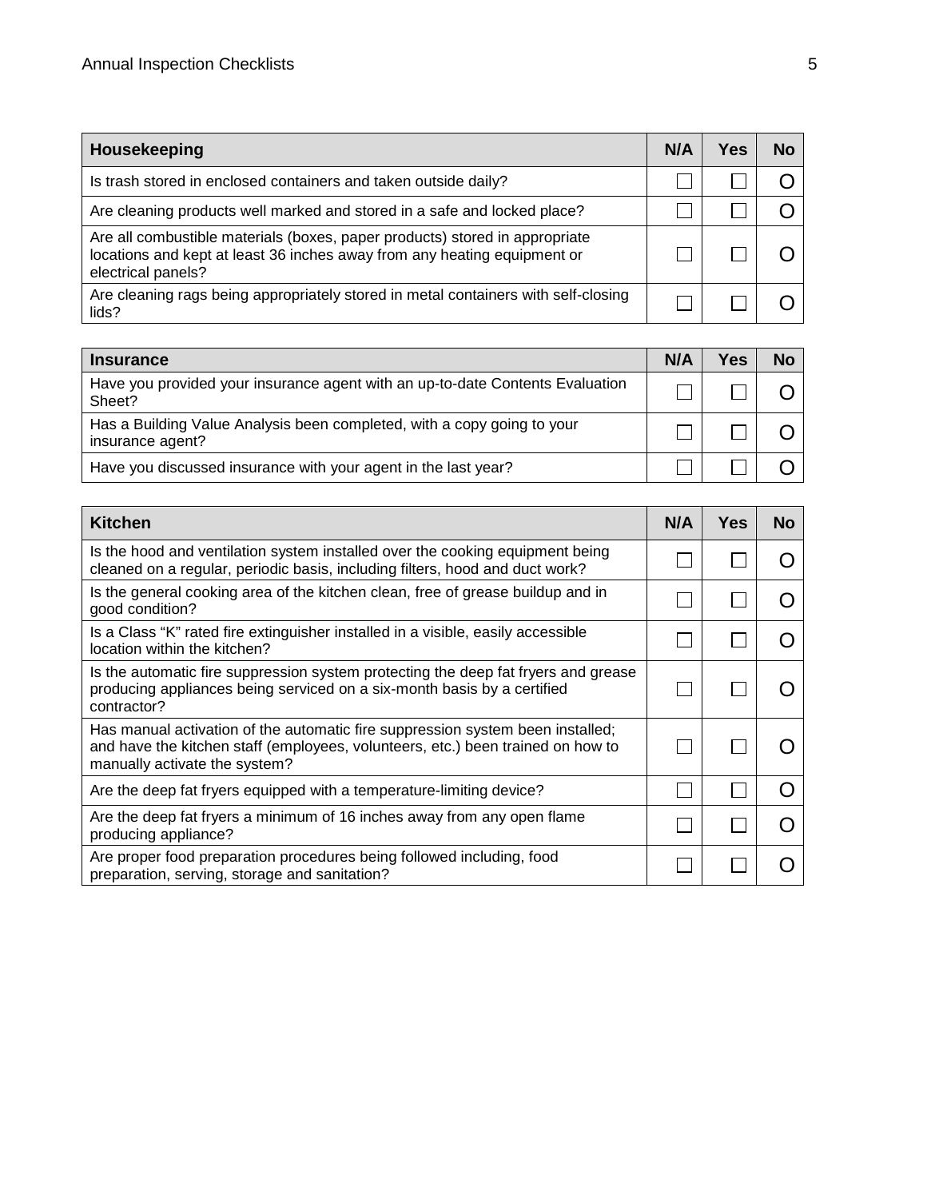| Housekeeping | N/A | Yes | No |
|---|---|---|---|
| Is trash stored in enclosed containers and taken outside daily? | ☐ | ☐ | O |
| Are cleaning products well marked and stored in a safe and locked place? | ☐ | ☐ | O |
| Are all combustible materials (boxes, paper products) stored in appropriate locations and kept at least 36 inches away from any heating equipment or electrical panels? | ☐ | ☐ | O |
| Are cleaning rags being appropriately stored in metal containers with self-closing lids? | ☐ | ☐ | O |

| Insurance | N/A | Yes | No |
|---|---|---|---|
| Have you provided your insurance agent with an up-to-date Contents Evaluation Sheet? | ☐ | ☐ | O |
| Has a Building Value Analysis been completed, with a copy going to your insurance agent? | ☐ | ☐ | O |
| Have you discussed insurance with your agent in the last year? | ☐ | ☐ | O |

| Kitchen | N/A | Yes | No |
|---|---|---|---|
| Is the hood and ventilation system installed over the cooking equipment being cleaned on a regular, periodic basis, including filters, hood and duct work? | ☐ | ☐ | O |
| Is the general cooking area of the kitchen clean, free of grease buildup and in good condition? | ☐ | ☐ | O |
| Is a Class "K" rated fire extinguisher installed in a visible, easily accessible location within the kitchen? | ☐ | ☐ | O |
| Is the automatic fire suppression system protecting the deep fat fryers and grease producing appliances being serviced on a six-month basis by a certified contractor? | ☐ | ☐ | O |
| Has manual activation of the automatic fire suppression system been installed; and have the kitchen staff (employees, volunteers, etc.) been trained on how to manually activate the system? | ☐ | ☐ | O |
| Are the deep fat fryers equipped with a temperature-limiting device? | ☐ | ☐ | O |
| Are the deep fat fryers a minimum of 16 inches away from any open flame producing appliance? | ☐ | ☐ | O |
| Are proper food preparation procedures being followed including, food preparation, serving, storage and sanitation? | ☐ | ☐ | O |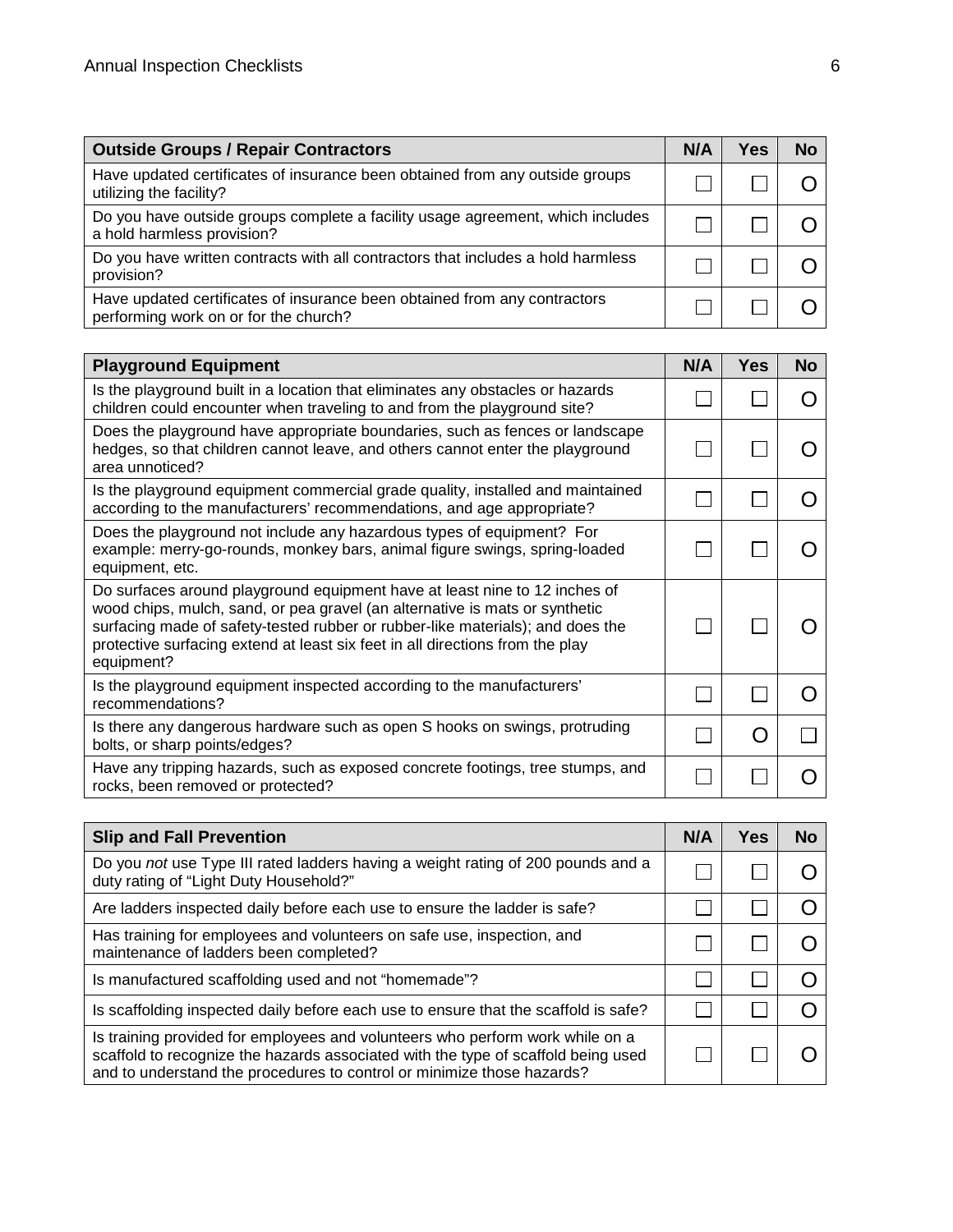| Outside Groups / Repair Contractors | N/A | Yes | No |
|---|---|---|---|
| Have updated certificates of insurance been obtained from any outside groups utilizing the facility? | ☐ | ☐ | O |
| Do you have outside groups complete a facility usage agreement, which includes a hold harmless provision? | ☐ | ☐ | O |
| Do you have written contracts with all contractors that includes a hold harmless provision? | ☐ | ☐ | O |
| Have updated certificates of insurance been obtained from any contractors performing work on or for the church? | ☐ | ☐ | O |

| Playground Equipment | N/A | Yes | No |
|---|---|---|---|
| Is the playground built in a location that eliminates any obstacles or hazards children could encounter when traveling to and from the playground site? | ☐ | ☐ | O |
| Does the playground have appropriate boundaries, such as fences or landscape hedges, so that children cannot leave, and others cannot enter the playground area unnoticed? | ☐ | ☐ | O |
| Is the playground equipment commercial grade quality, installed and maintained according to the manufacturers' recommendations, and age appropriate? | ☐ | ☐ | O |
| Does the playground not include any hazardous types of equipment? For example: merry-go-rounds, monkey bars, animal figure swings, spring-loaded equipment, etc. | ☐ | ☐ | O |
| Do surfaces around playground equipment have at least nine to 12 inches of wood chips, mulch, sand, or pea gravel (an alternative is mats or synthetic surfacing made of safety-tested rubber or rubber-like materials); and does the protective surfacing extend at least six feet in all directions from the play equipment? | ☐ | ☐ | O |
| Is the playground equipment inspected according to the manufacturers' recommendations? | ☐ | ☐ | O |
| Is there any dangerous hardware such as open S hooks on swings, protruding bolts, or sharp points/edges? | ☐ | O | ☐ |
| Have any tripping hazards, such as exposed concrete footings, tree stumps, and rocks, been removed or protected? | ☐ | ☐ | O |

| Slip and Fall Prevention | N/A | Yes | No |
|---|---|---|---|
| Do you *not* use Type III rated ladders having a weight rating of 200 pounds and a duty rating of "Light Duty Household?" | ☐ | ☐ | O |
| Are ladders inspected daily before each use to ensure the ladder is safe? | ☐ | ☐ | O |
| Has training for employees and volunteers on safe use, inspection, and maintenance of ladders been completed? | ☐ | ☐ | O |
| Is manufactured scaffolding used and not "homemade"? | ☐ | ☐ | O |
| Is scaffolding inspected daily before each use to ensure that the scaffold is safe? | ☐ | ☐ | O |
| Is training provided for employees and volunteers who perform work while on a scaffold to recognize the hazards associated with the type of scaffold being used and to understand the procedures to control or minimize those hazards? | ☐ | ☐ | O |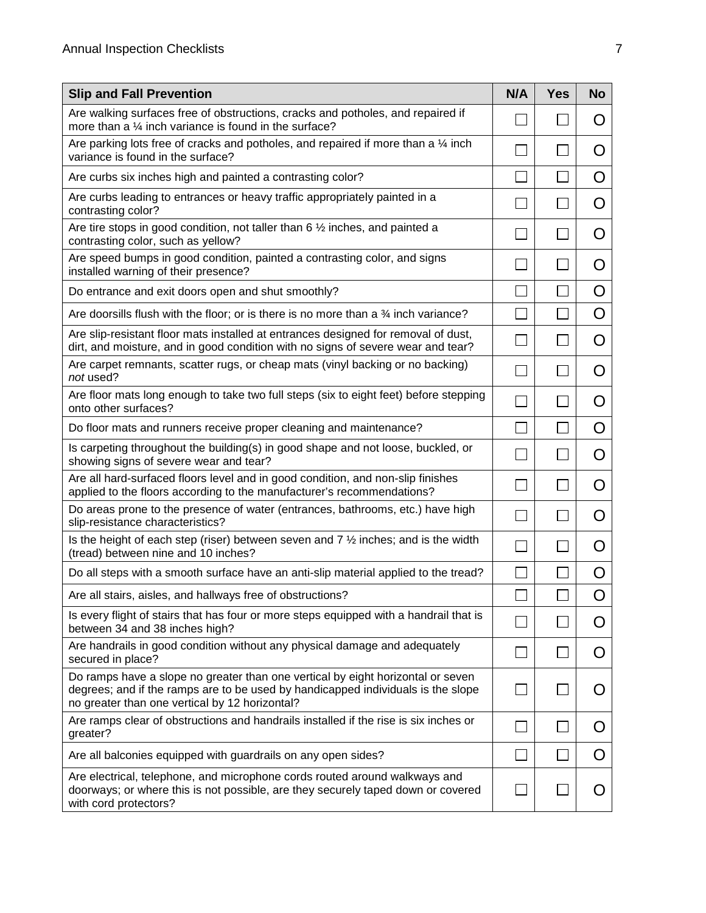| Slip and Fall Prevention | N/A | Yes | No |
| --- | --- | --- | --- |
| Are walking surfaces free of obstructions, cracks and potholes, and repaired if more than a ¼ inch variance is found in the surface? | ☐ | ☐ | O |
| Are parking lots free of cracks and potholes, and repaired if more than a ¼ inch variance is found in the surface? | ☐ | ☐ | O |
| Are curbs six inches high and painted a contrasting color? | ☐ | ☐ | O |
| Are curbs leading to entrances or heavy traffic appropriately painted in a contrasting color? | ☐ | ☐ | O |
| Are tire stops in good condition, not taller than 6 ½ inches, and painted a contrasting color, such as yellow? | ☐ | ☐ | O |
| Are speed bumps in good condition, painted a contrasting color, and signs installed warning of their presence? | ☐ | ☐ | O |
| Do entrance and exit doors open and shut smoothly? | ☐ | ☐ | O |
| Are doorsills flush with the floor; or is there is no more than a ¾ inch variance? | ☐ | ☐ | O |
| Are slip-resistant floor mats installed at entrances designed for removal of dust, dirt, and moisture, and in good condition with no signs of severe wear and tear? | ☐ | ☐ | O |
| Are carpet remnants, scatter rugs, or cheap mats (vinyl backing or no backing) *not* used? | ☐ | ☐ | O |
| Are floor mats long enough to take two full steps (six to eight feet) before stepping onto other surfaces? | ☐ | ☐ | O |
| Do floor mats and runners receive proper cleaning and maintenance? | ☐ | ☐ | O |
| Is carpeting throughout the building(s) in good shape and not loose, buckled, or showing signs of severe wear and tear? | ☐ | ☐ | O |
| Are all hard-surfaced floors level and in good condition, and non-slip finishes applied to the floors according to the manufacturer's recommendations? | ☐ | ☐ | O |
| Do areas prone to the presence of water (entrances, bathrooms, etc.) have high slip-resistance characteristics? | ☐ | ☐ | O |
| Is the height of each step (riser) between seven and 7 ½ inches; and is the width (tread) between nine and 10 inches? | ☐ | ☐ | O |
| Do all steps with a smooth surface have an anti-slip material applied to the tread? | ☐ | ☐ | O |
| Are all stairs, aisles, and hallways free of obstructions? | ☐ | ☐ | O |
| Is every flight of stairs that has four or more steps equipped with a handrail that is between 34 and 38 inches high? | ☐ | ☐ | O |
| Are handrails in good condition without any physical damage and adequately secured in place? | ☐ | ☐ | O |
| Do ramps have a slope no greater than one vertical by eight horizontal or seven degrees; and if the ramps are to be used by handicapped individuals is the slope no greater than one vertical by 12 horizontal? | ☐ | ☐ | O |
| Are ramps clear of obstructions and handrails installed if the rise is six inches or greater? | ☐ | ☐ | O |
| Are all balconies equipped with guardrails on any open sides? | ☐ | ☐ | O |
| Are electrical, telephone, and microphone cords routed around walkways and doorways; or where this is not possible, are they securely taped down or covered with cord protectors? | ☐ | ☐ | O |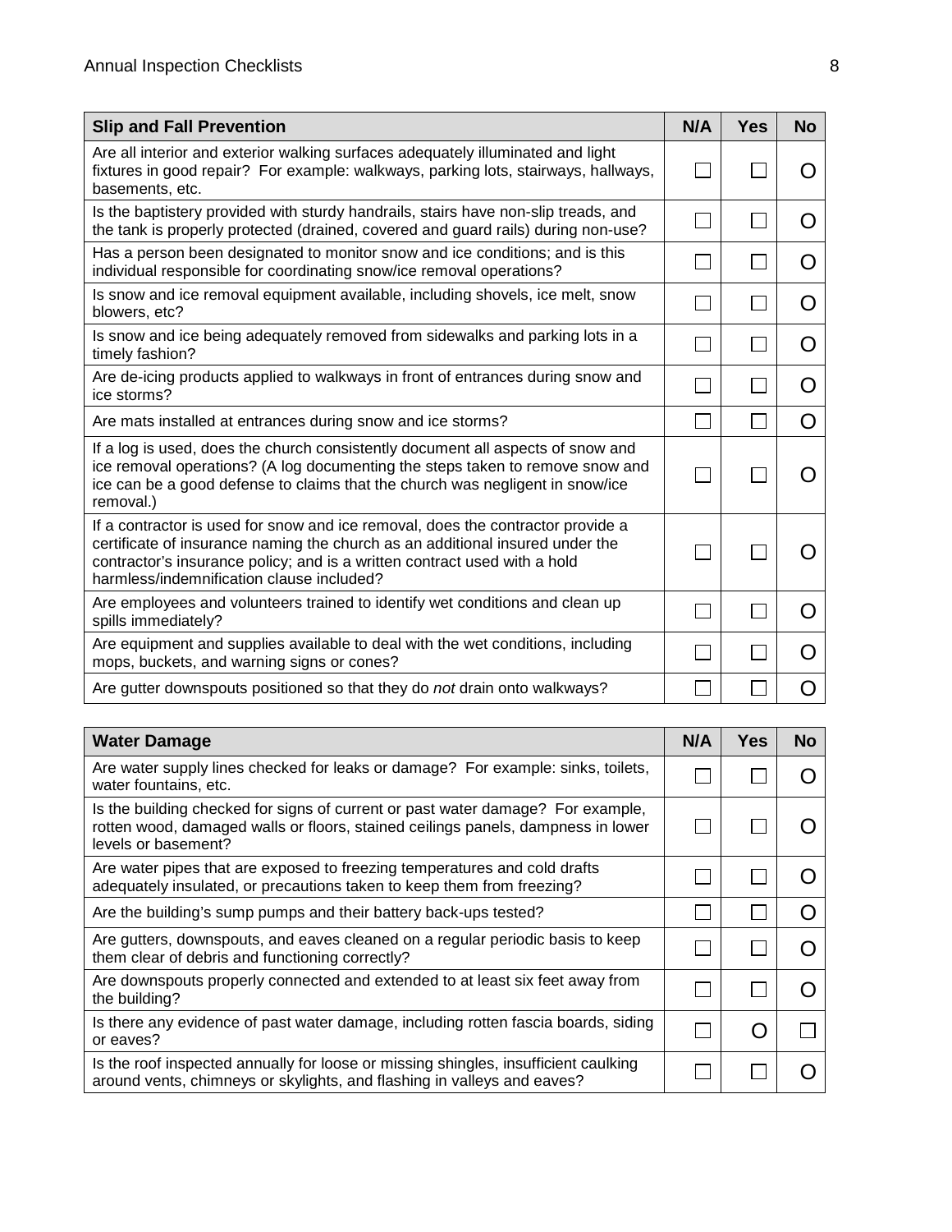| Slip and Fall Prevention | N/A | Yes | No |
|---|---|---|---|
| Are all interior and exterior walking surfaces adequately illuminated and light fixtures in good repair? For example: walkways, parking lots, stairways, hallways, basements, etc. | ☐ | ☐ | O |
| Is the baptistery provided with sturdy handrails, stairs have non-slip treads, and the tank is properly protected (drained, covered and guard rails) during non-use? | ☐ | ☐ | O |
| Has a person been designated to monitor snow and ice conditions; and is this individual responsible for coordinating snow/ice removal operations? | ☐ | ☐ | O |
| Is snow and ice removal equipment available, including shovels, ice melt, snow blowers, etc? | ☐ | ☐ | O |
| Is snow and ice being adequately removed from sidewalks and parking lots in a timely fashion? | ☐ | ☐ | O |
| Are de-icing products applied to walkways in front of entrances during snow and ice storms? | ☐ | ☐ | O |
| Are mats installed at entrances during snow and ice storms? | ☐ | ☐ | O |
| If a log is used, does the church consistently document all aspects of snow and ice removal operations? (A log documenting the steps taken to remove snow and ice can be a good defense to claims that the church was negligent in snow/ice removal.) | ☐ | ☐ | O |
| If a contractor is used for snow and ice removal, does the contractor provide a certificate of insurance naming the church as an additional insured under the contractor's insurance policy; and is a written contract used with a hold harmless/indemnification clause included? | ☐ | ☐ | O |
| Are employees and volunteers trained to identify wet conditions and clean up spills immediately? | ☐ | ☐ | O |
| Are equipment and supplies available to deal with the wet conditions, including mops, buckets, and warning signs or cones? | ☐ | ☐ | O |
| Are gutter downspouts positioned so that they do *not* drain onto walkways? | ☐ | ☐ | O |

| Water Damage | N/A | Yes | No |
|---|---|---|---|
| Are water supply lines checked for leaks or damage? For example: sinks, toilets, water fountains, etc. | ☐ | ☐ | O |
| Is the building checked for signs of current or past water damage? For example, rotten wood, damaged walls or floors, stained ceilings panels, dampness in lower levels or basement? | ☐ | ☐ | O |
| Are water pipes that are exposed to freezing temperatures and cold drafts adequately insulated, or precautions taken to keep them from freezing? | ☐ | ☐ | O |
| Are the building's sump pumps and their battery back-ups tested? | ☐ | ☐ | O |
| Are gutters, downspouts, and eaves cleaned on a regular periodic basis to keep them clear of debris and functioning correctly? | ☐ | ☐ | O |
| Are downspouts properly connected and extended to at least six feet away from the building? | ☐ | ☐ | O |
| Is there any evidence of past water damage, including rotten fascia boards, siding or eaves? | ☐ | O | ☐ |
| Is the roof inspected annually for loose or missing shingles, insufficient caulking around vents, chimneys or skylights, and flashing in valleys and eaves? | ☐ | ☐ | O |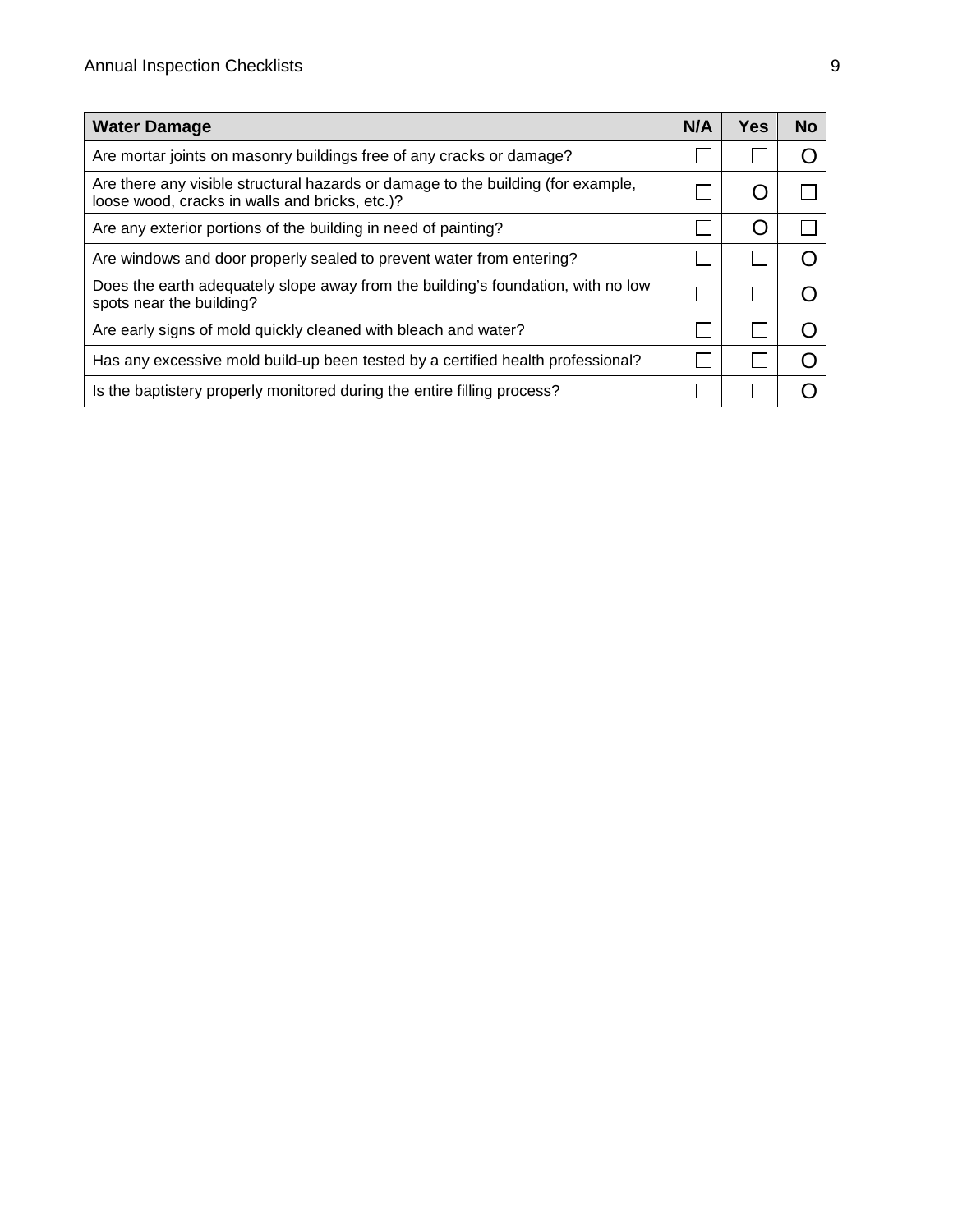| Water Damage | N/A | Yes | No |
|---|---|---|---|
| Are mortar joints on masonry buildings free of any cracks or damage? | ☐ | ☐ | O |
| Are there any visible structural hazards or damage to the building (for example, loose wood, cracks in walls and bricks, etc.)? | ☐ | O | ☐ |
| Are any exterior portions of the building in need of painting? | ☐ | O | ☐ |
| Are windows and door properly sealed to prevent water from entering? | ☐ | ☐ | O |
| Does the earth adequately slope away from the building's foundation, with no low spots near the building? | ☐ | ☐ | O |
| Are early signs of mold quickly cleaned with bleach and water? | ☐ | ☐ | O |
| Has any excessive mold build-up been tested by a certified health professional? | ☐ | ☐ | O |
| Is the baptistery properly monitored during the entire filling process? | ☐ | ☐ | O |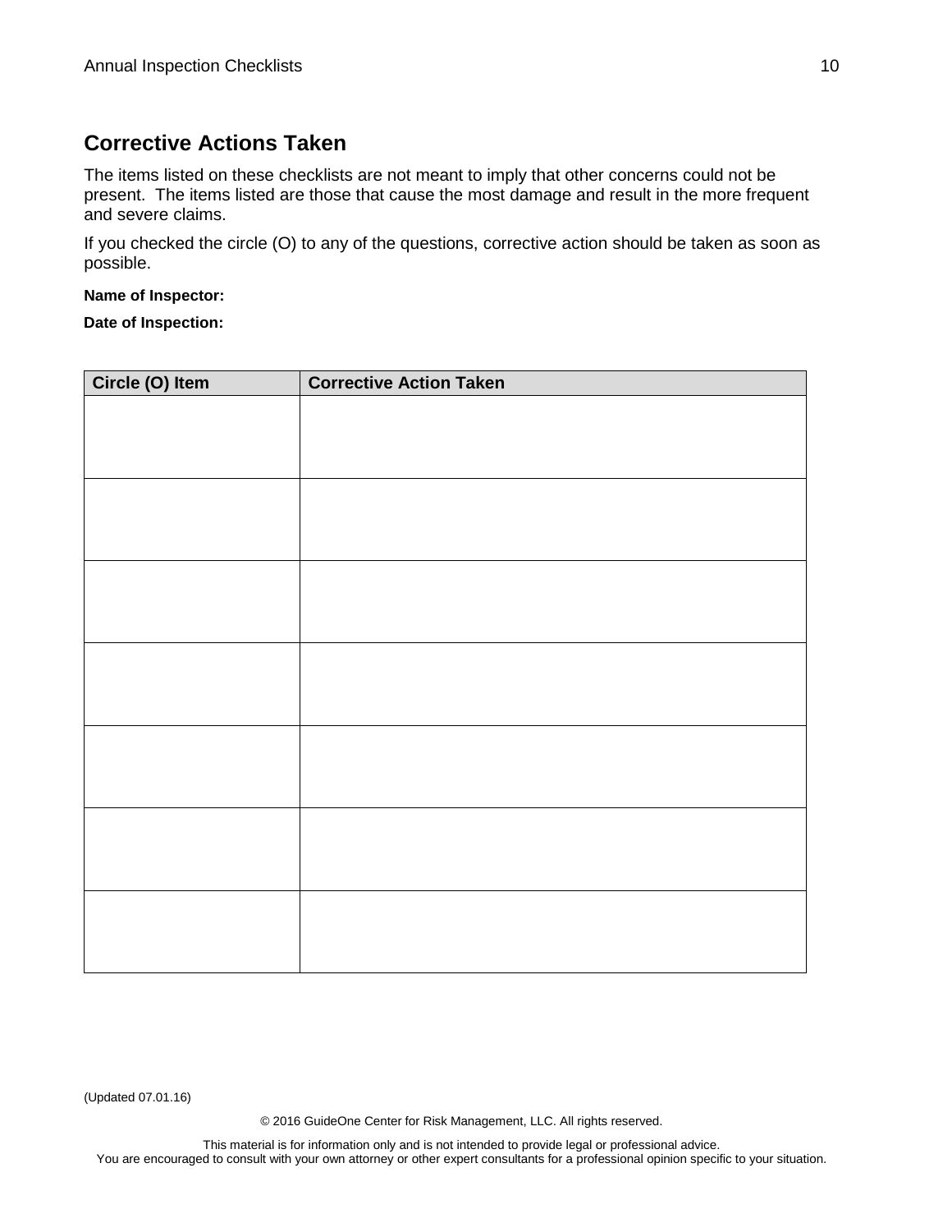## Corrective Actions Taken

The items listed on these checklists are not meant to imply that other concerns could not be present. The items listed are those that cause the most damage and result in the more frequent and severe claims.

If you checked the circle (O) to any of the questions, corrective action should be taken as soon as possible.

**Name of Inspector:**

**Date of Inspection:**

| Circle (O) Item | Corrective Action Taken |
|---|---|
| | |
| | |
| | |
| | |
| | |
| | |
| | |

(Updated 07.01.16)

© 2016 GuideOne Center for Risk Management, LLC. All rights reserved.

This material is for information only and is not intended to provide legal or professional advice.
You are encouraged to consult with your own attorney or other expert consultants for a professional opinion specific to your situation.